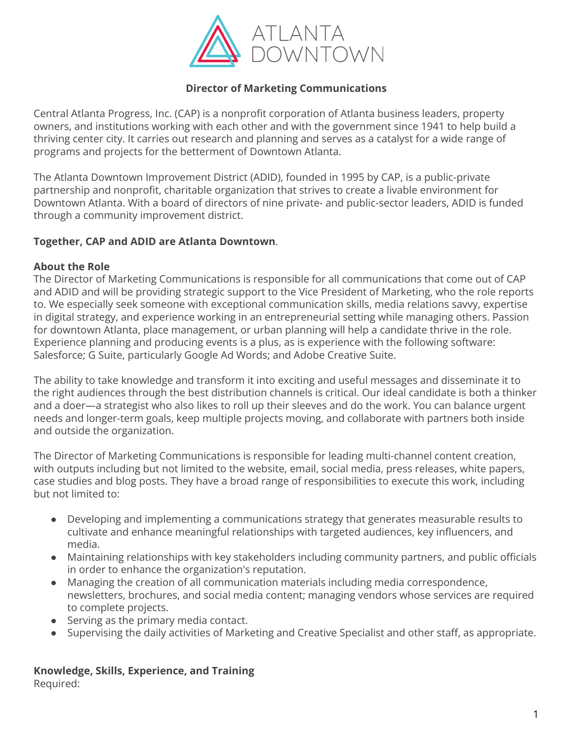# Director of Marketing Communications

Central Atlanta Progress, Inc. (CAP) is a nonprofit corporation of Atlanta business leaders, property owners, and institutions working with each other and with the government since 1941 to help build a thriving center city. It carries out research and planning and serves as a catalyst for a wide range of programs and projects for the betterment of Downtown Atlanta.

The Atlanta Downtown Improvement District (ADID), founded in 1995 by CAP, is a public-private partnership and nonprofit, charitable organization that strives to create a livable environment for Downtown Atlanta. With a board of directors of nine private- and public-sector leaders, ADID is funded through a community improvement district.

**Together, CAP and ADID are Atlanta Downtown**.

**About the Role**

The Director of Marketing Communications is responsible for all communications that come out of CAP and ADID and will be providing strategic support to the Vice President of Marketing, who the role reports to. We especially seek someone with exceptional communication skills, media relations savvy, expertise in digital strategy, and experience working in an entrepreneurial setting while managing others. Passion for downtown Atlanta, place management, or urban planning will help a candidate thrive in the role. Experience planning and producing events is a plus, as is experience with the following software: Salesforce; G Suite, particularly Google Ad Words; and Adobe Creative Suite.

The ability to take knowledge and transform it into exciting and useful messages and disseminate it to the right audiences through the best distribution channels is critical. Our ideal candidate is both a thinker and a doer—a strategist who also likes to roll up their sleeves and do the work. You can balance urgent needs and longer-term goals, keep multiple projects moving, and collaborate with partners both inside and outside the organization.

The Director of Marketing Communications is responsible for leading multi-channel content creation, with outputs including but not limited to the website, email, social media, press releases, white papers, case studies and blog posts. They have a broad range of responsibilities to execute this work, including but not limited to:

- Developing and implementing a communications strategy that generates measurable results to cultivate and enhance meaningful relationships with targeted audiences, key influencers, and media.
- Maintaining relationships with key stakeholders including community partners, and public officials in order to enhance the organization's reputation.
- Managing the creation of all communication materials including media correspondence, newsletters, brochures, and social media content; managing vendors whose services are required to complete projects.
- Serving as the primary media contact.
- Supervising the daily activities of Marketing and Creative Specialist and other staff, as appropriate.

**Knowledge, Skills, Experience, and Training**

Required: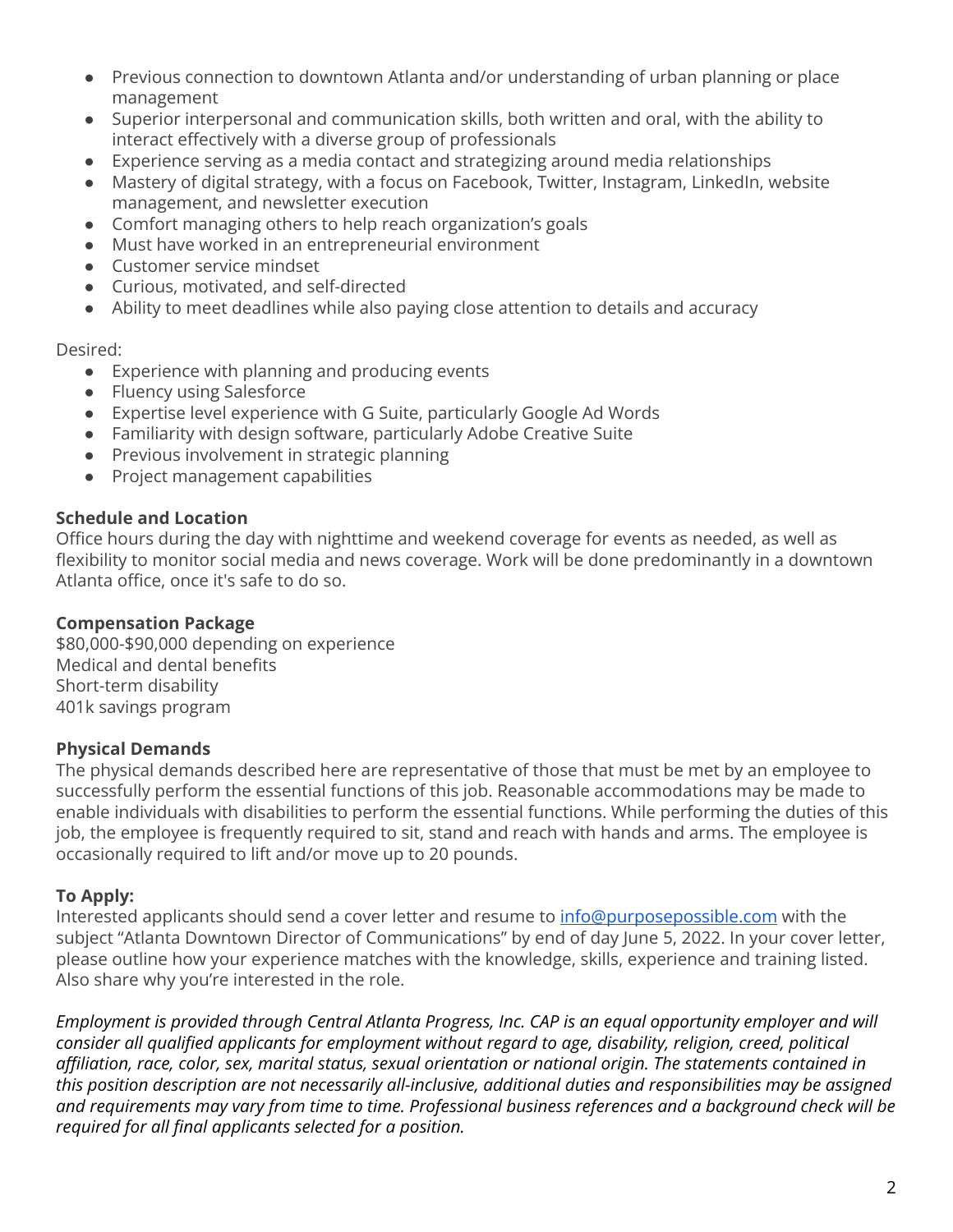- Previous connection to downtown Atlanta and/or understanding of urban planning or place management
- Superior interpersonal and communication skills, both written and oral, with the ability to interact effectively with a diverse group of professionals
- Experience serving as a media contact and strategizing around media relationships
- Mastery of digital strategy, with a focus on Facebook, Twitter, Instagram, LinkedIn, website management, and newsletter execution
- Comfort managing others to help reach organization's goals
- Must have worked in an entrepreneurial environment
- Customer service mindset
- Curious, motivated, and self-directed
- Ability to meet deadlines while also paying close attention to details and accuracy

Desired:

- Experience with planning and producing events
- Fluency using Salesforce
- Expertise level experience with G Suite, particularly Google Ad Words
- Familiarity with design software, particularly Adobe Creative Suite
- Previous involvement in strategic planning
- Project management capabilities

**Schedule and Location**

Office hours during the day with nighttime and weekend coverage for events as needed, as well as flexibility to monitor social media and news coverage. Work will be done predominantly in a downtown Atlanta office, once it's safe to do so.

**Compensation Package**

$80,000-$90,000 depending on experience
Medical and dental benefits
Short-term disability
401k savings program

**Physical Demands**

The physical demands described here are representative of those that must be met by an employee to successfully perform the essential functions of this job. Reasonable accommodations may be made to enable individuals with disabilities to perform the essential functions. While performing the duties of this job, the employee is frequently required to sit, stand and reach with hands and arms. The employee is occasionally required to lift and/or move up to 20 pounds.

**To Apply:**

Interested applicants should send a cover letter and resume to info@purposepossible.com with the subject "Atlanta Downtown Director of Communications" by end of day June 5, 2022. In your cover letter, please outline how your experience matches with the knowledge, skills, experience and training listed. Also share why you're interested in the role.

*Employment is provided through Central Atlanta Progress, Inc. CAP is an equal opportunity employer and will consider all qualified applicants for employment without regard to age, disability, religion, creed, political affiliation, race, color, sex, marital status, sexual orientation or national origin. The statements contained in this position description are not necessarily all-inclusive, additional duties and responsibilities may be assigned and requirements may vary from time to time. Professional business references and a background check will be required for all final applicants selected for a position.*